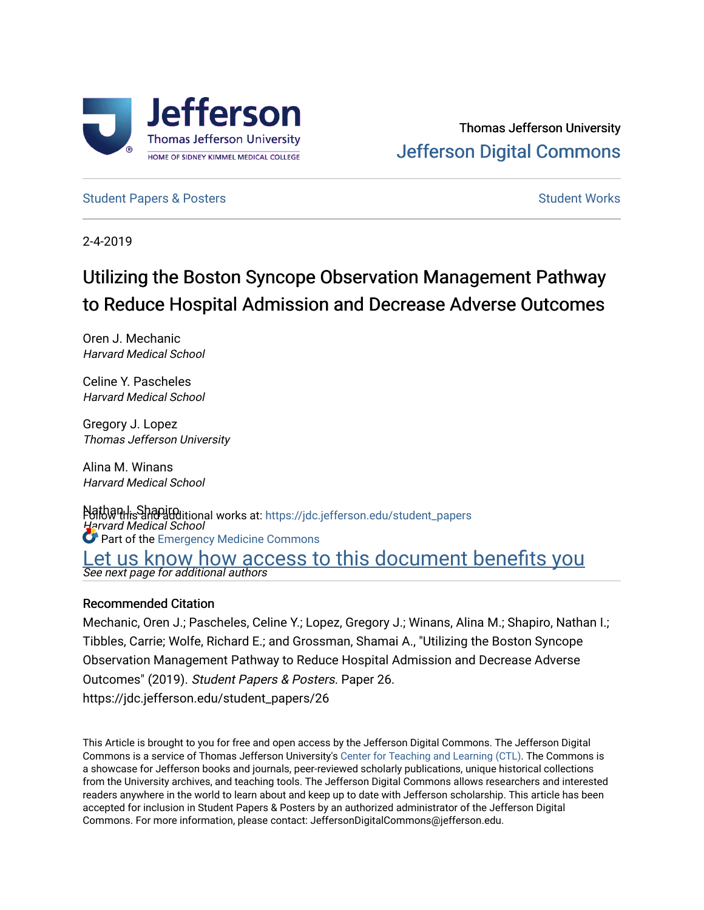Thomas Jefferson University

Jefferson Digital Commons

Student Papers & Posters

Student Works

2-4-2019

# Utilizing the Boston Syncope Observation Management Pathway to Reduce Hospital Admission and Decrease Adverse Outcomes

Oren J. Mechanic
*Harvard Medical School*

Celine Y. Pascheles
*Harvard Medical School*

Gregory J. Lopez
*Thomas Jefferson University*

Alina M. Winans
*Harvard Medical School*

Nathan I. Shapiro
*Harvard Medical School*

*See next page for additional authors*

Follow this and additional works at: https://jdc.jefferson.edu/student_papers

Part of the Emergency Medicine Commons

Let us know how access to this document benefits you

## Recommended Citation

Mechanic, Oren J.; Pascheles, Celine Y.; Lopez, Gregory J.; Winans, Alina M.; Shapiro, Nathan I.; Tibbles, Carrie; Wolfe, Richard E.; and Grossman, Shamai A., "Utilizing the Boston Syncope Observation Management Pathway to Reduce Hospital Admission and Decrease Adverse Outcomes" (2019). *Student Papers & Posters*. Paper 26.
https://jdc.jefferson.edu/student_papers/26

This Article is brought to you for free and open access by the Jefferson Digital Commons. The Jefferson Digital Commons is a service of Thomas Jefferson University's Center for Teaching and Learning (CTL). The Commons is a showcase for Jefferson books and journals, peer-reviewed scholarly publications, unique historical collections from the University archives, and teaching tools. The Jefferson Digital Commons allows researchers and interested readers anywhere in the world to learn about and keep up to date with Jefferson scholarship. This article has been accepted for inclusion in Student Papers & Posters by an authorized administrator of the Jefferson Digital Commons. For more information, please contact: JeffersonDigitalCommons@jefferson.edu.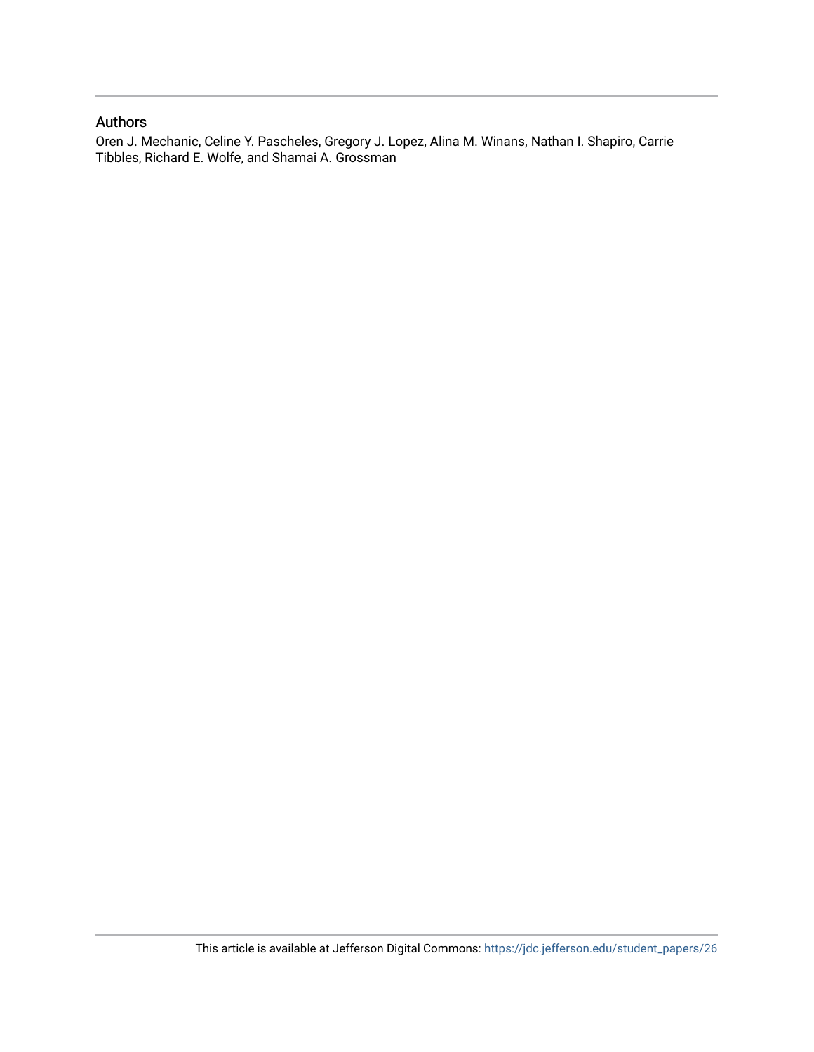## Authors

Oren J. Mechanic, Celine Y. Pascheles, Gregory J. Lopez, Alina M. Winans, Nathan I. Shapiro, Carrie Tibbles, Richard E. Wolfe, and Shamai A. Grossman

This article is available at Jefferson Digital Commons: https://jdc.jefferson.edu/student_papers/26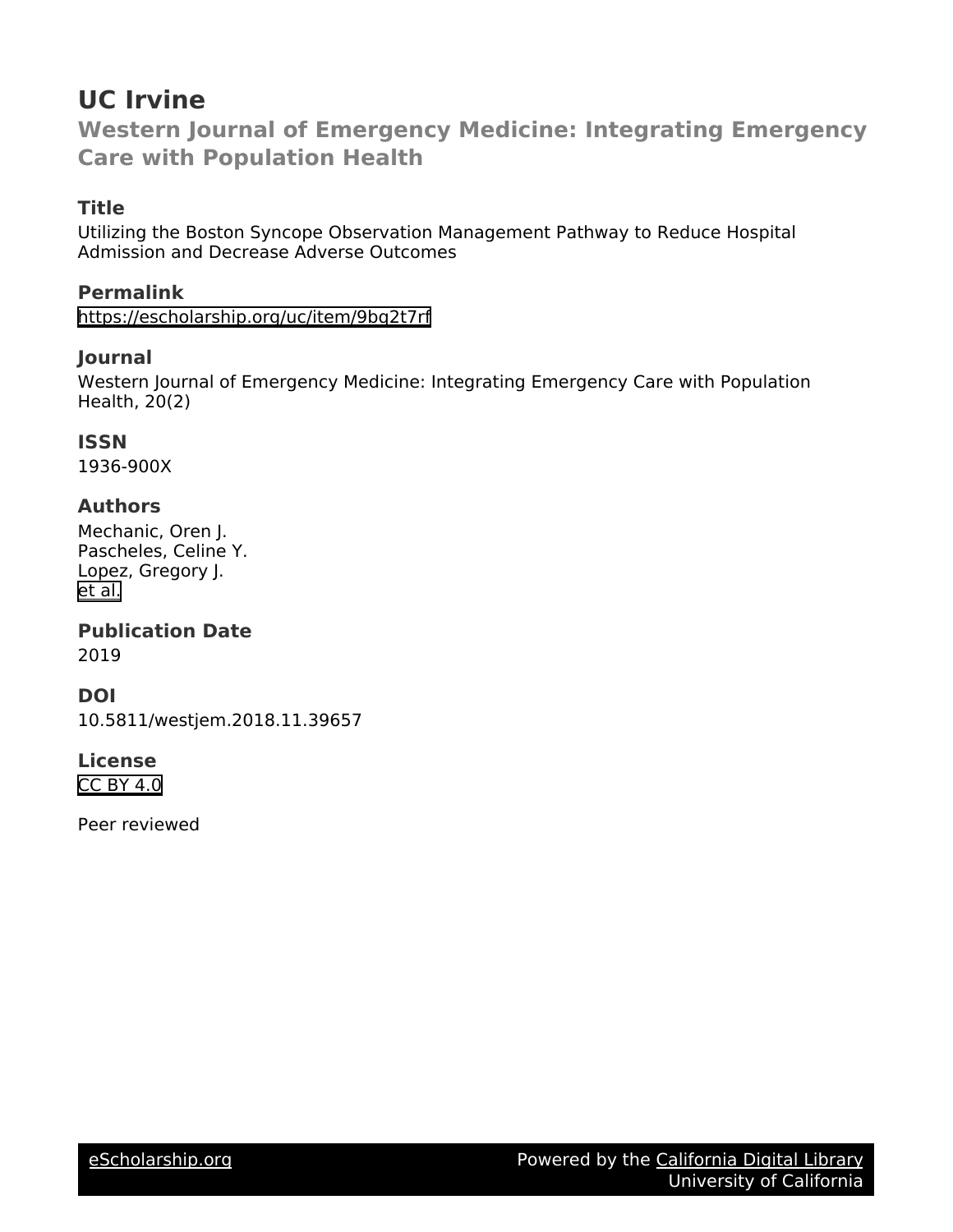# UC Irvine

## Western Journal of Emergency Medicine: Integrating Emergency Care with Population Health

### Title

Utilizing the Boston Syncope Observation Management Pathway to Reduce Hospital Admission and Decrease Adverse Outcomes

### Permalink

https://escholarship.org/uc/item/9bq2t7rf

### Journal

Western Journal of Emergency Medicine: Integrating Emergency Care with Population Health, 20(2)

### ISSN

1936-900X

### Authors

Mechanic, Oren J.
Pascheles, Celine Y.
Lopez, Gregory J.
et al.

### Publication Date

2019

### DOI

10.5811/westjem.2018.11.39657

### License

CC BY 4.0

Peer reviewed

eScholarship.org | Powered by the California Digital Library, University of California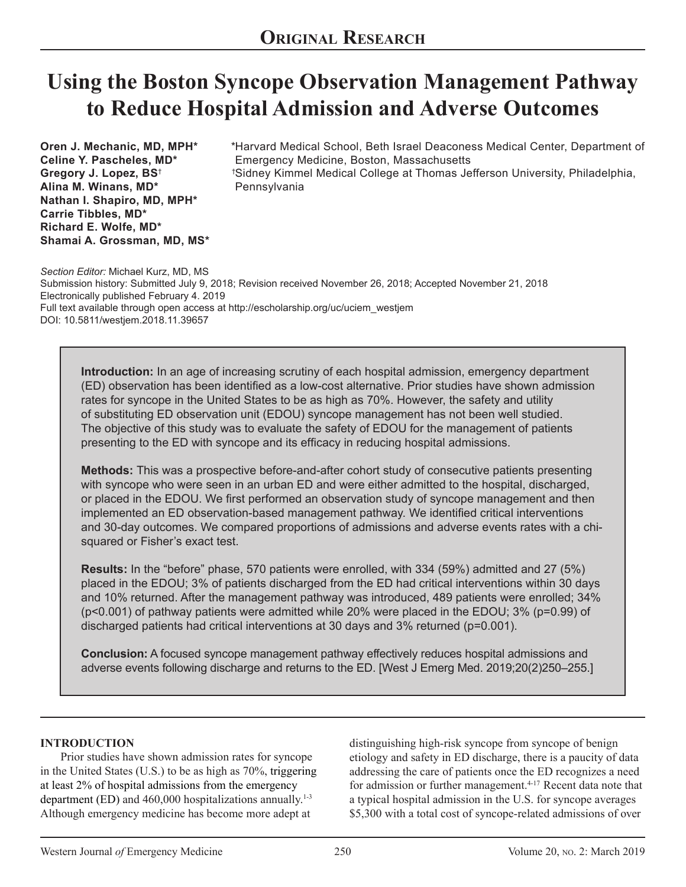# Original Research

# Using the Boston Syncope Observation Management Pathway to Reduce Hospital Admission and Adverse Outcomes

**Oren J. Mechanic, MD, MPH*** 
**Celine Y. Pascheles, MD*** 
**Gregory J. Lopez, BS**[†] 
**Alina M. Winans, MD*** 
**Nathan I. Shapiro, MD, MPH*** 
**Carrie Tibbles, MD*** 
**Richard E. Wolfe, MD*** 
**Shamai A. Grossman, MD, MS***

*Harvard Medical School, Beth Israel Deaconess Medical Center, Department of Emergency Medicine, Boston, Massachusetts 
[†]Sidney Kimmel Medical College at Thomas Jefferson University, Philadelphia, Pennsylvania

*Section Editor:* Michael Kurz, MD, MS 
Submission history: Submitted July 9, 2018; Revision received November 26, 2018; Accepted November 21, 2018 
Electronically published February 4. 2019 
Full text available through open access at http://escholarship.org/uc/uciem_westjem 
DOI: 10.5811/westjem.2018.11.39657

**Introduction:** In an age of increasing scrutiny of each hospital admission, emergency department (ED) observation has been identified as a low-cost alternative. Prior studies have shown admission rates for syncope in the United States to be as high as 70%. However, the safety and utility of substituting ED observation unit (EDOU) syncope management has not been well studied. The objective of this study was to evaluate the safety of EDOU for the management of patients presenting to the ED with syncope and its efficacy in reducing hospital admissions.

**Methods:** This was a prospective before-and-after cohort study of consecutive patients presenting with syncope who were seen in an urban ED and were either admitted to the hospital, discharged, or placed in the EDOU. We first performed an observation study of syncope management and then implemented an ED observation-based management pathway. We identified critical interventions and 30-day outcomes. We compared proportions of admissions and adverse events rates with a chi-squared or Fisher's exact test.

**Results:** In the "before" phase, 570 patients were enrolled, with 334 (59%) admitted and 27 (5%) placed in the EDOU; 3% of patients discharged from the ED had critical interventions within 30 days and 10% returned. After the management pathway was introduced, 489 patients were enrolled; 34% ($p<0.001$) of pathway patients were admitted while 20% were placed in the EDOU; 3% ($p=0.99$) of discharged patients had critical interventions at 30 days and 3% returned ($p=0.001$).

**Conclusion:** A focused syncope management pathway effectively reduces hospital admissions and adverse events following discharge and returns to the ED. [West J Emerg Med. 2019;20(2)250–255.]

## INTRODUCTION

Prior studies have shown admission rates for syncope in the United States (U.S.) to be as high as 70%, triggering at least 2% of hospital admissions from the emergency department (ED) and 460,000 hospitalizations annually.[1-3] Although emergency medicine has become more adept at distinguishing high-risk syncope from syncope of benign etiology and safety in ED discharge, there is a paucity of data addressing the care of patients once the ED recognizes a need for admission or further management.[4-17] Recent data note that a typical hospital admission in the U.S. for syncope averages $5,300 with a total cost of syncope-related admissions of over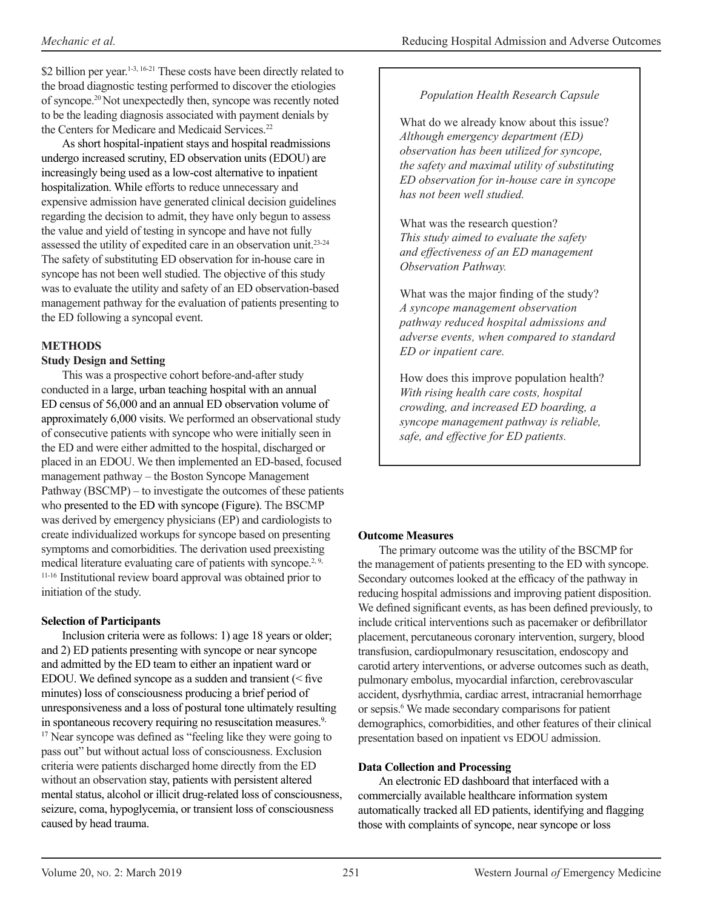$2 billion per year.[1-3, 16-21] These costs have been directly related to the broad diagnostic testing performed to discover the etiologies of syncope.[20] Not unexpectedly then, syncope was recently noted to be the leading diagnosis associated with payment denials by the Centers for Medicare and Medicaid Services.[22]

As short hospital-inpatient stays and hospital readmissions undergo increased scrutiny, ED observation units (EDOU) are increasingly being used as a low-cost alternative to inpatient hospitalization. While efforts to reduce unnecessary and expensive admission have generated clinical decision guidelines regarding the decision to admit, they have only begun to assess the value and yield of testing in syncope and have not fully assessed the utility of expedited care in an observation unit.[23-24] The safety of substituting ED observation for in-house care in syncope has not been well studied. The objective of this study was to evaluate the utility and safety of an ED observation-based management pathway for the evaluation of patients presenting to the ED following a syncopal event.

> *Population Health Research Capsule*
>
> What do we already know about this issue?
> *Although emergency department (ED) observation has been utilized for syncope, the safety and maximal utility of substituting ED observation for in-house care in syncope has not been well studied.*
>
> What was the research question?
> *This study aimed to evaluate the safety and effectiveness of an ED management Observation Pathway.*
>
> What was the major finding of the study?
> *A syncope management observation pathway reduced hospital admissions and adverse events, when compared to standard ED or inpatient care.*
>
> How does this improve population health?
> *With rising health care costs, hospital crowding, and increased ED boarding, a syncope management pathway is reliable, safe, and effective for ED patients.*

## METHODS

### Study Design and Setting

This was a prospective cohort before-and-after study conducted in a large, urban teaching hospital with an annual ED census of 56,000 and an annual ED observation volume of approximately 6,000 visits. We performed an observational study of consecutive patients with syncope who were initially seen in the ED and were either admitted to the hospital, discharged or placed in an EDOU. We then implemented an ED-based, focused management pathway – the Boston Syncope Management Pathway (BSCMP) – to investigate the outcomes of these patients who presented to the ED with syncope (Figure). The BSCMP was derived by emergency physicians (EP) and cardiologists to create individualized workups for syncope based on presenting symptoms and comorbidities. The derivation used preexisting medical literature evaluating care of patients with syncope.[2, 9, 11-16] Institutional review board approval was obtained prior to initiation of the study.

### Selection of Participants

Inclusion criteria were as follows: 1) age 18 years or older; and 2) ED patients presenting with syncope or near syncope and admitted by the ED team to either an inpatient ward or EDOU. We defined syncope as a sudden and transient (< five minutes) loss of consciousness producing a brief period of unresponsiveness and a loss of postural tone ultimately resulting in spontaneous recovery requiring no resuscitation measures.[9, 17] Near syncope was defined as "feeling like they were going to pass out" but without actual loss of consciousness. Exclusion criteria were patients discharged home directly from the ED without an observation stay, patients with persistent altered mental status, alcohol or illicit drug-related loss of consciousness, seizure, coma, hypoglycemia, or transient loss of consciousness caused by head trauma.

### Outcome Measures

The primary outcome was the utility of the BSCMP for the management of patients presenting to the ED with syncope. Secondary outcomes looked at the efficacy of the pathway in reducing hospital admissions and improving patient disposition. We defined significant events, as has been defined previously, to include critical interventions such as pacemaker or defibrillator placement, percutaneous coronary intervention, surgery, blood transfusion, cardiopulmonary resuscitation, endoscopy and carotid artery interventions, or adverse outcomes such as death, pulmonary embolus, myocardial infarction, cerebrovascular accident, dysrhythmia, cardiac arrest, intracranial hemorrhage or sepsis.[6] We made secondary comparisons for patient demographics, comorbidities, and other features of their clinical presentation based on inpatient vs EDOU admission.

### Data Collection and Processing

An electronic ED dashboard that interfaced with a commercially available healthcare information system automatically tracked all ED patients, identifying and flagging those with complaints of syncope, near syncope or loss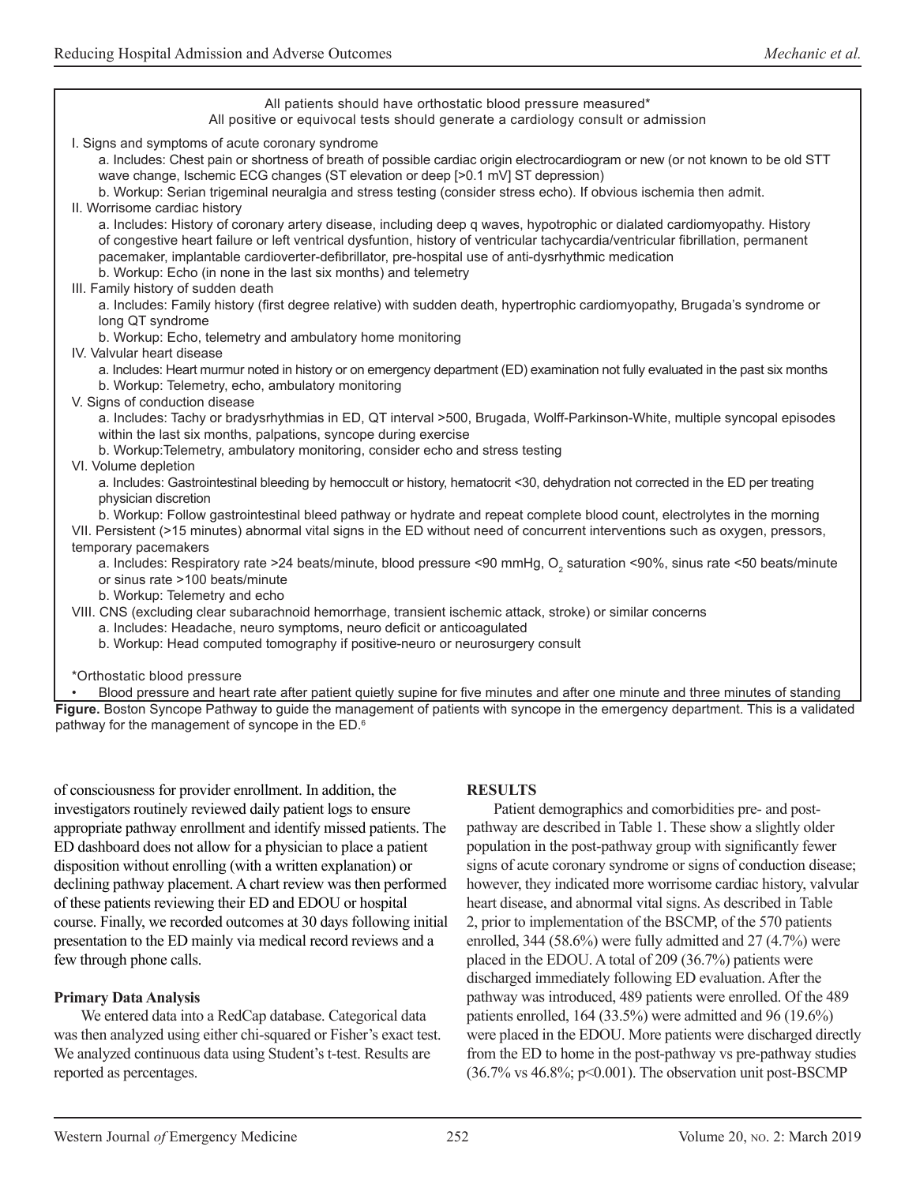All patients should have orthostatic blood pressure measured*
All positive or equivocal tests should generate a cardiology consult or admission

I. Signs and symptoms of acute coronary syndrome
- a. Includes: Chest pain or shortness of breath of possible cardiac origin electrocardiogram or new (or not known to be old STT wave change, Ischemic ECG changes (ST elevation or deep [>0.1 mV] ST depression)
- b. Workup: Serian trigeminal neuralgia and stress testing (consider stress echo). If obvious ischemia then admit.

II. Worrisome cardiac history
- a. Includes: History of coronary artery disease, including deep q waves, hypotrophic or dialated cardiomyopathy. History of congestive heart failure or left ventricular dysfuntion, history of ventricular tachycardia/ventricular fibrillation, permanent pacemaker, implantable cardioverter-defibrillator, pre-hospital use of anti-dysrhythmic medication
- b. Workup: Echo (in none in the last six months) and telemetry

III. Family history of sudden death
- a. Includes: Family history (first degree relative) with sudden death, hypertrophic cardiomyopathy, Brugada's syndrome or long QT syndrome
- b. Workup: Echo, telemetry and ambulatory home monitoring

IV. Valvular heart disease
- a. Includes: Heart murmur noted in history or on emergency department (ED) examination not fully evaluated in the past six months
- b. Workup: Telemetry, echo, ambulatory monitoring

V. Signs of conduction disease
- a. Includes: Tachy or bradysrhythmias in ED, QT interval >500, Brugada, Wolff-Parkinson-White, multiple syncopal episodes within the last six months, palpations, syncope during exercise
- b. Workup:Telemetry, ambulatory monitoring, consider echo and stress testing

VI. Volume depletion
- a. Includes: Gastrointestinal bleeding by hemoccult or history, hematocrit <30, dehydration not corrected in the ED per treating physician discretion
- b. Workup: Follow gastrointestinal bleed pathway or hydrate and repeat complete blood count, electrolytes in the morning

VII. Persistent (>15 minutes) abnormal vital signs in the ED without need of concurrent interventions such as oxygen, pressors, temporary pacemakers
- a. Includes: Respiratory rate >24 beats/minute, blood pressure <90 mmHg, $O_2$ saturation <90%, sinus rate <50 beats/minute or sinus rate >100 beats/minute
- b. Workup: Telemetry and echo

VIII. CNS (excluding clear subarachnoid hemorrhage, transient ischemic attack, stroke) or similar concerns
- a. Includes: Headache, neuro symptoms, neuro deficit or anticoagulated
- b. Workup: Head computed tomography if positive-neuro or neurosurgery consult

*Orthostatic blood pressure
- Blood pressure and heart rate after patient quietly supine for five minutes and after one minute and three minutes of standing

**Figure.** Boston Syncope Pathway to guide the management of patients with syncope in the emergency department. This is a validated pathway for the management of syncope in the ED.[6]

of consciousness for provider enrollment. In addition, the investigators routinely reviewed daily patient logs to ensure appropriate pathway enrollment and identify missed patients. The ED dashboard does not allow for a physician to place a patient disposition without enrolling (with a written explanation) or declining pathway placement. A chart review was then performed of these patients reviewing their ED and EDOU or hospital course. Finally, we recorded outcomes at 30 days following initial presentation to the ED mainly via medical record reviews and a few through phone calls.

### Primary Data Analysis

We entered data into a RedCap database. Categorical data was then analyzed using either chi-squared or Fisher's exact test. We analyzed continuous data using Student's t-test. Results are reported as percentages.

## RESULTS

Patient demographics and comorbidities pre- and post-pathway are described in Table 1. These show a slightly older population in the post-pathway group with significantly fewer signs of acute coronary syndrome or signs of conduction disease; however, they indicated more worrisome cardiac history, valvular heart disease, and abnormal vital signs. As described in Table 2, prior to implementation of the BSCMP, of the 570 patients enrolled, 344 (58.6%) were fully admitted and 27 (4.7%) were placed in the EDOU. A total of 209 (36.7%) patients were discharged immediately following ED evaluation. After the pathway was introduced, 489 patients were enrolled. Of the 489 patients enrolled, 164 (33.5%) were admitted and 96 (19.6%) were placed in the EDOU. More patients were discharged directly from the ED to home in the post-pathway vs pre-pathway studies (36.7% vs 46.8%; $p<0.001$). The observation unit post-BSCMP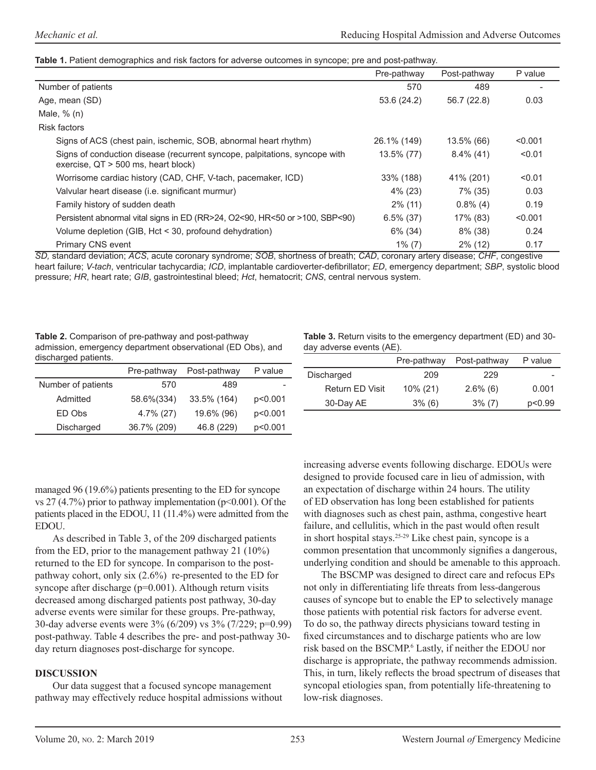**Table 1.** Patient demographics and risk factors for adverse outcomes in syncope; pre and post-pathway.

| | Pre-pathway | Post-pathway | P value |
|---|---|---|---|
| Number of patients | 570 | 489 | - |
| Age, mean (SD) | 53.6 (24.2) | 56.7 (22.8) | 0.03 |
| Male, % (n) | | | |
| Risk factors | | | |
| Signs of ACS (chest pain, ischemic, SOB, abnormal heart rhythm) | 26.1% (149) | 13.5% (66) | <0.001 |
| Signs of conduction disease (recurrent syncope, palpitations, syncope with exercise, QT > 500 ms, heart block) | 13.5% (77) | 8.4% (41) | <0.01 |
| Worrisome cardiac history (CAD, CHF, V-tach, pacemaker, ICD) | 33% (188) | 41% (201) | <0.01 |
| Valvular heart disease (i.e. significant murmur) | 4% (23) | 7% (35) | 0.03 |
| Family history of sudden death | 2% (11) | 0.8% (4) | 0.19 |
| Persistent abnormal vital signs in ED (RR>24, O2<90, HR<50 or >100, SBP<90) | 6.5% (37) | 17% (83) | <0.001 |
| Volume depletion (GIB, Hct < 30, profound dehydration) | 6% (34) | 8% (38) | 0.24 |
| Primary CNS event | 1% (7) | 2% (12) | 0.17 |

*SD,* standard deviation; *ACS*, acute coronary syndrome; *SOB*, shortness of breath; *CAD*, coronary artery disease; *CHF*, congestive heart failure; *V-tach*, ventricular tachycardia; *ICD*, implantable cardioverter-defibrillator; *ED*, emergency department; *SBP*, systolic blood pressure; *HR*, heart rate; *GIB*, gastrointestinal bleed; *Hct*, hematocrit; *CNS*, central nervous system.

**Table 2.** Comparison of pre-pathway and post-pathway admission, emergency department observational (ED Obs), and discharged patients.

| | Pre-pathway | Post-pathway | P value |
|---|---|---|---|
| Number of patients | 570 | 489 | - |
| Admitted | 58.6%(334) | 33.5% (164) | p<0.001 |
| ED Obs | 4.7% (27) | 19.6% (96) | p<0.001 |
| Discharged | 36.7% (209) | 46.8 (229) | p<0.001 |

**Table 3.** Return visits to the emergency department (ED) and 30-day adverse events (AE).

| | Pre-pathway | Post-pathway | P value |
|---|---|---|---|
| Discharged | 209 | 229 | - |
| Return ED Visit | 10% (21) | 2.6% (6) | 0.001 |
| 30-Day AE | 3% (6) | 3% (7) | p<0.99 |

managed 96 (19.6%) patients presenting to the ED for syncope vs 27 (4.7%) prior to pathway implementation (p<0.001). Of the patients placed in the EDOU, 11 (11.4%) were admitted from the EDOU.

As described in Table 3, of the 209 discharged patients from the ED, prior to the management pathway 21 (10%) returned to the ED for syncope. In comparison to the post-pathway cohort, only six (2.6%) re-presented to the ED for syncope after discharge (p=0.001). Although return visits decreased among discharged patients post pathway, 30-day adverse events were similar for these groups. Pre-pathway, 30-day adverse events were 3% (6/209) vs 3% (7/229; p=0.99) post-pathway. Table 4 describes the pre- and post-pathway 30-day return diagnoses post-discharge for syncope.

## DISCUSSION

Our data suggest that a focused syncope management pathway may effectively reduce hospital admissions without increasing adverse events following discharge. EDOUs were designed to provide focused care in lieu of admission, with an expectation of discharge within 24 hours. The utility of ED observation has long been established for patients with diagnoses such as chest pain, asthma, congestive heart failure, and cellulitis, which in the past would often result in short hospital stays.[25-29] Like chest pain, syncope is a common presentation that uncommonly signifies a dangerous, underlying condition and should be amenable to this approach.

The BSCMP was designed to direct care and refocus EPs not only in differentiating life threats from less-dangerous causes of syncope but to enable the EP to selectively manage those patients with potential risk factors for adverse event. To do so, the pathway directs physicians toward testing in fixed circumstances and to discharge patients who are low risk based on the BSCMP.[6] Lastly, if neither the EDOU nor discharge is appropriate, the pathway recommends admission. This, in turn, likely reflects the broad spectrum of diseases that syncopal etiologies span, from potentially life-threatening to low-risk diagnoses.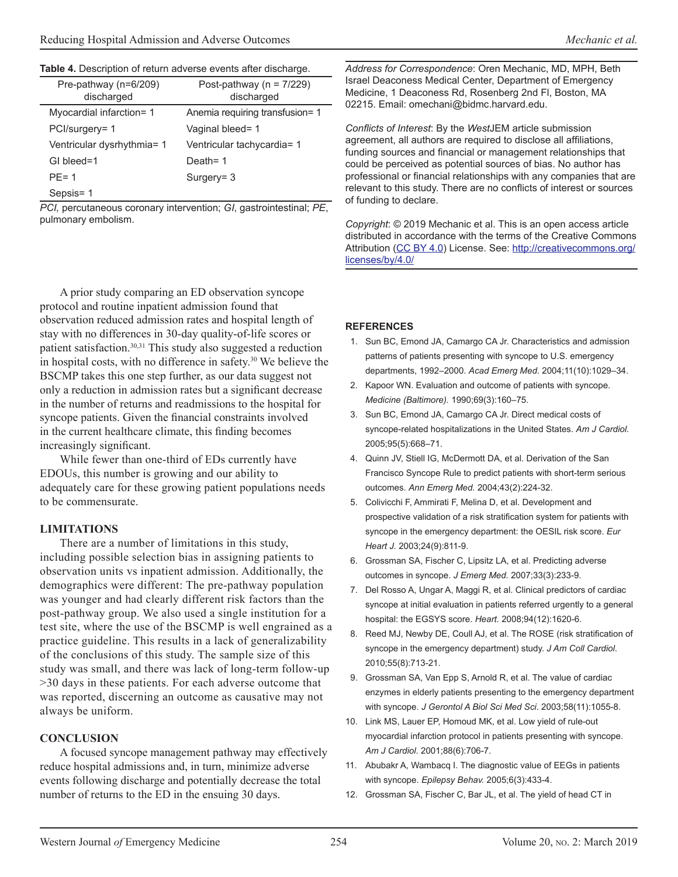**Table 4.** Description of return adverse events after discharge.

| Pre-pathway (n=6/209) discharged | Post-pathway (n = 7/229) discharged |
|---|---|
| Myocardial infarction= 1 | Anemia requiring transfusion= 1 |
| PCI/surgery= 1 | Vaginal bleed= 1 |
| Ventricular dysrhythmia= 1 | Ventricular tachycardia= 1 |
| GI bleed=1 | Death= 1 |
| PE= 1 | Surgery= 3 |
| Sepsis= 1 | |

*PCI,* percutaneous coronary intervention; *GI*, gastrointestinal; *PE*, pulmonary embolism.

A prior study comparing an ED observation syncope protocol and routine inpatient admission found that observation reduced admission rates and hospital length of stay with no differences in 30-day quality-of-life scores or patient satisfaction.[30,31] This study also suggested a reduction in hospital costs, with no difference in safety.[30] We believe the BSCMP takes this one step further, as our data suggest not only a reduction in admission rates but a significant decrease in the number of returns and readmissions to the hospital for syncope patients. Given the financial constraints involved in the current healthcare climate, this finding becomes increasingly significant.

While fewer than one-third of EDs currently have EDOUs, this number is growing and our ability to adequately care for these growing patient populations needs to be commensurate.

## LIMITATIONS

There are a number of limitations in this study, including possible selection bias in assigning patients to observation units vs inpatient admission. Additionally, the demographics were different: The pre-pathway population was younger and had clearly different risk factors than the post-pathway group. We also used a single institution for a test site, where the use of the BSCMP is well engrained as a practice guideline. This results in a lack of generalizability of the conclusions of this study. The sample size of this study was small, and there was lack of long-term follow-up >30 days in these patients. For each adverse outcome that was reported, discerning an outcome as causative may not always be uniform.

## CONCLUSION

A focused syncope management pathway may effectively reduce hospital admissions and, in turn, minimize adverse events following discharge and potentially decrease the total number of returns to the ED in the ensuing 30 days.

*Address for Correspondence*: Oren Mechanic, MD, MPH, Beth Israel Deaconess Medical Center, Department of Emergency Medicine, 1 Deaconess Rd, Rosenberg 2nd Fl, Boston, MA 02215. Email: omechani@bidmc.harvard.edu.

*Conflicts of Interest*: By the *West*JEM article submission agreement, all authors are required to disclose all affiliations, funding sources and financial or management relationships that could be perceived as potential sources of bias. No author has professional or financial relationships with any companies that are relevant to this study. There are no conflicts of interest or sources of funding to declare.

*Copyright*: © 2019 Mechanic et al. This is an open access article distributed in accordance with the terms of the Creative Commons Attribution (CC BY 4.0) License. See: http://creativecommons.org/licenses/by/4.0/

## REFERENCES

1. Sun BC, Emond JA, Camargo CA Jr. Characteristics and admission patterns of patients presenting with syncope to U.S. emergency departments, 1992–2000. *Acad Emerg Med.* 2004;11(10):1029–34.
2. Kapoor WN. Evaluation and outcome of patients with syncope. *Medicine (Baltimore).* 1990;69(3):160–75.
3. Sun BC, Emond JA, Camargo CA Jr. Direct medical costs of syncope-related hospitalizations in the United States. *Am J Cardiol.* 2005;95(5):668–71.
4. Quinn JV, Stiell IG, McDermott DA, et al. Derivation of the San Francisco Syncope Rule to predict patients with short-term serious outcomes. *Ann Emerg Med.* 2004;43(2):224-32.
5. Colivicchi F, Ammirati F, Melina D, et al. Development and prospective validation of a risk stratification system for patients with syncope in the emergency department: the OESIL risk score. *Eur Heart J.* 2003;24(9):811-9.
6. Grossman SA, Fischer C, Lipsitz LA, et al. Predicting adverse outcomes in syncope. *J Emerg Med.* 2007;33(3):233-9.
7. Del Rosso A, Ungar A, Maggi R, et al. Clinical predictors of cardiac syncope at initial evaluation in patients referred urgently to a general hospital: the EGSYS score. *Heart.* 2008;94(12):1620-6.
8. Reed MJ, Newby DE, Coull AJ, et al. The ROSE (risk stratification of syncope in the emergency department) study. *J Am Coll Cardiol.* 2010;55(8):713-21.
9. Grossman SA, Van Epp S, Arnold R, et al. The value of cardiac enzymes in elderly patients presenting to the emergency department with syncope. *J Gerontol A Biol Sci Med Sci*. 2003;58(11):1055-8.
10. Link MS, Lauer EP, Homoud MK, et al. Low yield of rule-out myocardial infarction protocol in patients presenting with syncope. *Am J Cardiol.* 2001;88(6):706-7.
11. Abubakr A, Wambacq I. The diagnostic value of EEGs in patients with syncope. *Epilepsy Behav.* 2005;6(3):433-4.
12. Grossman SA, Fischer C, Bar JL, et al. The yield of head CT in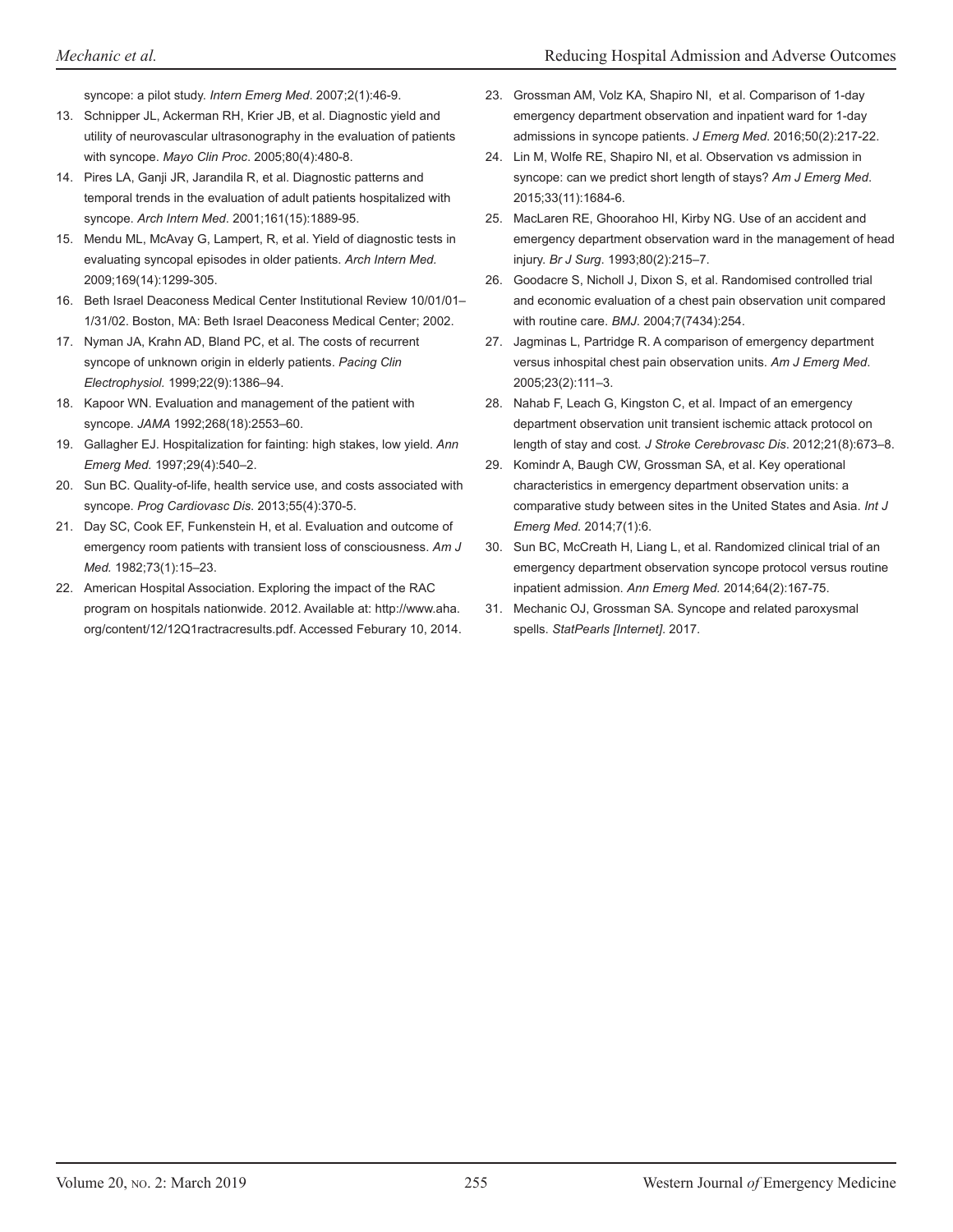syncope: a pilot study. *Intern Emerg Med*. 2007;2(1):46-9.

13. Schnipper JL, Ackerman RH, Krier JB, et al. Diagnostic yield and utility of neurovascular ultrasonography in the evaluation of patients with syncope. *Mayo Clin Proc*. 2005;80(4):480-8.
14. Pires LA, Ganji JR, Jarandila R, et al. Diagnostic patterns and temporal trends in the evaluation of adult patients hospitalized with syncope. *Arch Intern Med*. 2001;161(15):1889-95.
15. Mendu ML, McAvay G, Lampert, R, et al. Yield of diagnostic tests in evaluating syncopal episodes in older patients. *Arch Intern Med.* 2009;169(14):1299-305.
16. Beth Israel Deaconess Medical Center Institutional Review 10/01/01–1/31/02. Boston, MA: Beth Israel Deaconess Medical Center; 2002.
17. Nyman JA, Krahn AD, Bland PC, et al. The costs of recurrent syncope of unknown origin in elderly patients. *Pacing Clin Electrophysiol.* 1999;22(9):1386–94.
18. Kapoor WN. Evaluation and management of the patient with syncope. *JAMA* 1992;268(18):2553–60.
19. Gallagher EJ. Hospitalization for fainting: high stakes, low yield. *Ann Emerg Med.* 1997;29(4):540–2.
20. Sun BC. Quality-of-life, health service use, and costs associated with syncope. *Prog Cardiovasc Dis.* 2013;55(4):370-5.
21. Day SC, Cook EF, Funkenstein H, et al. Evaluation and outcome of emergency room patients with transient loss of consciousness. *Am J Med.* 1982;73(1):15–23.
22. American Hospital Association. Exploring the impact of the RAC program on hospitals nationwide. 2012. Available at: http://www.aha.org/content/12/12Q1ractracresults.pdf. Accessed Feburary 10, 2014.
23. Grossman AM, Volz KA, Shapiro NI, et al. Comparison of 1-day emergency department observation and inpatient ward for 1-day admissions in syncope patients. *J Emerg Med*. 2016;50(2):217-22.
24. Lin M, Wolfe RE, Shapiro NI, et al. Observation vs admission in syncope: can we predict short length of stays? *Am J Emerg Med*. 2015;33(11):1684-6.
25. MacLaren RE, Ghoorahoo HI, Kirby NG. Use of an accident and emergency department observation ward in the management of head injury. *Br J Surg*. 1993;80(2):215–7.
26. Goodacre S, Nicholl J, Dixon S, et al. Randomised controlled trial and economic evaluation of a chest pain observation unit compared with routine care. *BMJ*. 2004;7(7434):254.
27. Jagminas L, Partridge R. A comparison of emergency department versus inhospital chest pain observation units. *Am J Emerg Med*. 2005;23(2):111–3.
28. Nahab F, Leach G, Kingston C, et al. Impact of an emergency department observation unit transient ischemic attack protocol on length of stay and cost. *J Stroke Cerebrovasc Dis*. 2012;21(8):673–8.
29. Komindr A, Baugh CW, Grossman SA, et al. Key operational characteristics in emergency department observation units: a comparative study between sites in the United States and Asia. *Int J Emerg Med*. 2014;7(1):6.
30. Sun BC, McCreath H, Liang L, et al. Randomized clinical trial of an emergency department observation syncope protocol versus routine inpatient admission. *Ann Emerg Med.* 2014;64(2):167-75.
31. Mechanic OJ, Grossman SA. Syncope and related paroxysmal spells. *StatPearls [Internet]*. 2017.